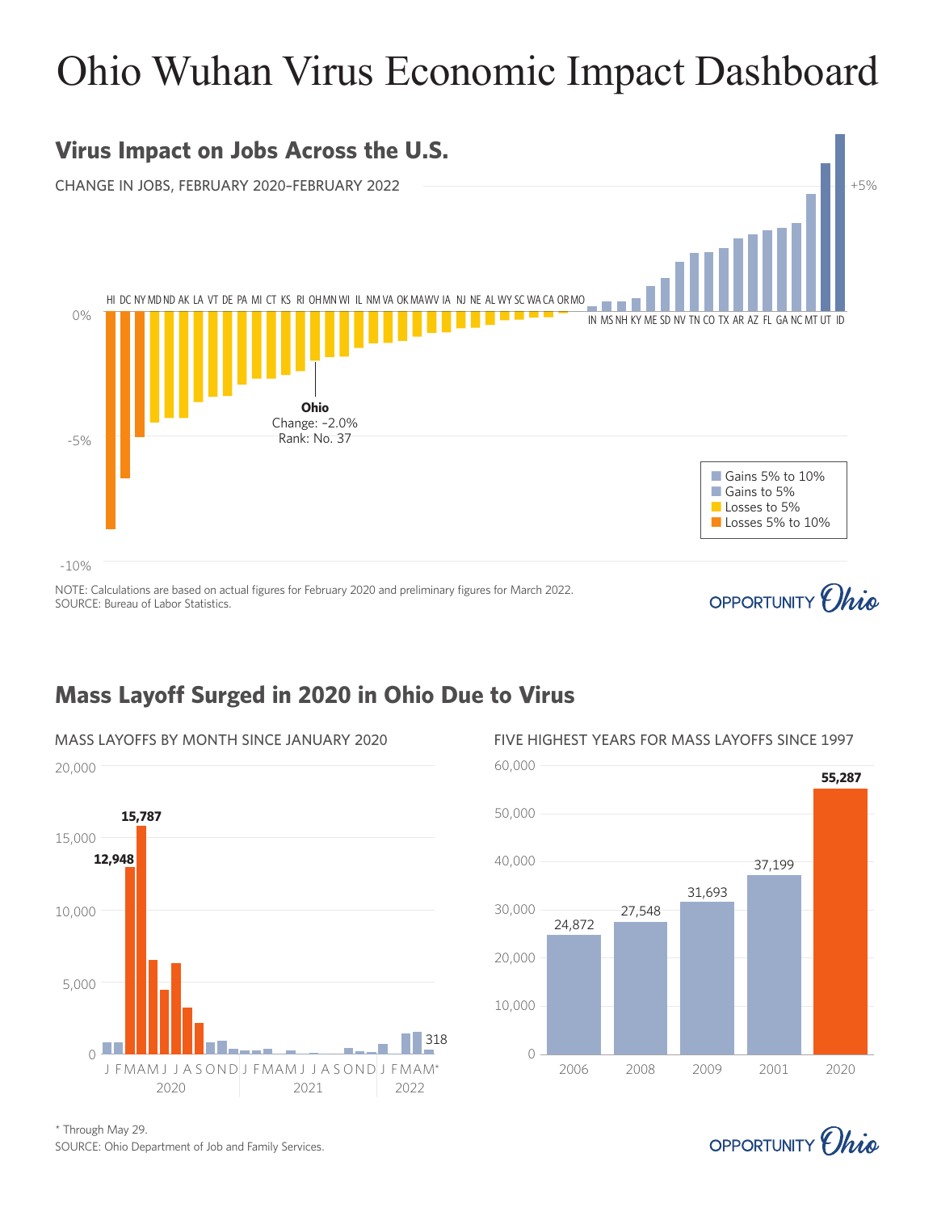# Ohio Wuhan Virus Economic Impact Dashboard

## Virus Impact on Jobs Across the U.S.

CHANGE IN JOBS, FEBRUARY 2020–FEBRUARY 2022

HI DC NY MD ND AK LA VT DE PA MI CT KS RI OH MN WI IL NM VA OK MA WV IA NJ NE AL WY SC WA CA OR MO

IN MS NH KY ME SD NV TN CO TX AR AZ FL GA NC MT UT ID

+5%

0%

-5%

-10%

**Ohio**
Change: –2.0%
Rank: No. 37

- Gains 5% to 10%
- Gains to 5%
- Losses to 5%
- Losses 5% to 10%

NOTE: Calculations are based on actual figures for February 2020 and preliminary figures for March 2022.
SOURCE: Bureau of Labor Statistics.

OPPORTUNITY Ohio

## Mass Layoff Surged in 2020 in Ohio Due to Virus

MASS LAYOFFS BY MONTH SINCE JANUARY 2020

20,000
15,000
10,000
5,000
0

15,787
12,948
318

J F M A M J J A S O N D J F M A M J J A S O N D J F M A M*

2020 2021 2022

FIVE HIGHEST YEARS FOR MASS LAYOFFS SINCE 1997

| Year | Mass Layoffs |
|---|---|
| 2006 | 24,872 |
| 2008 | 27,548 |
| 2009 | 31,693 |
| 2001 | 37,199 |
| 2020 | **55,287** |

\* Through May 29.
SOURCE: Ohio Department of Job and Family Services.

OPPORTUNITY Ohio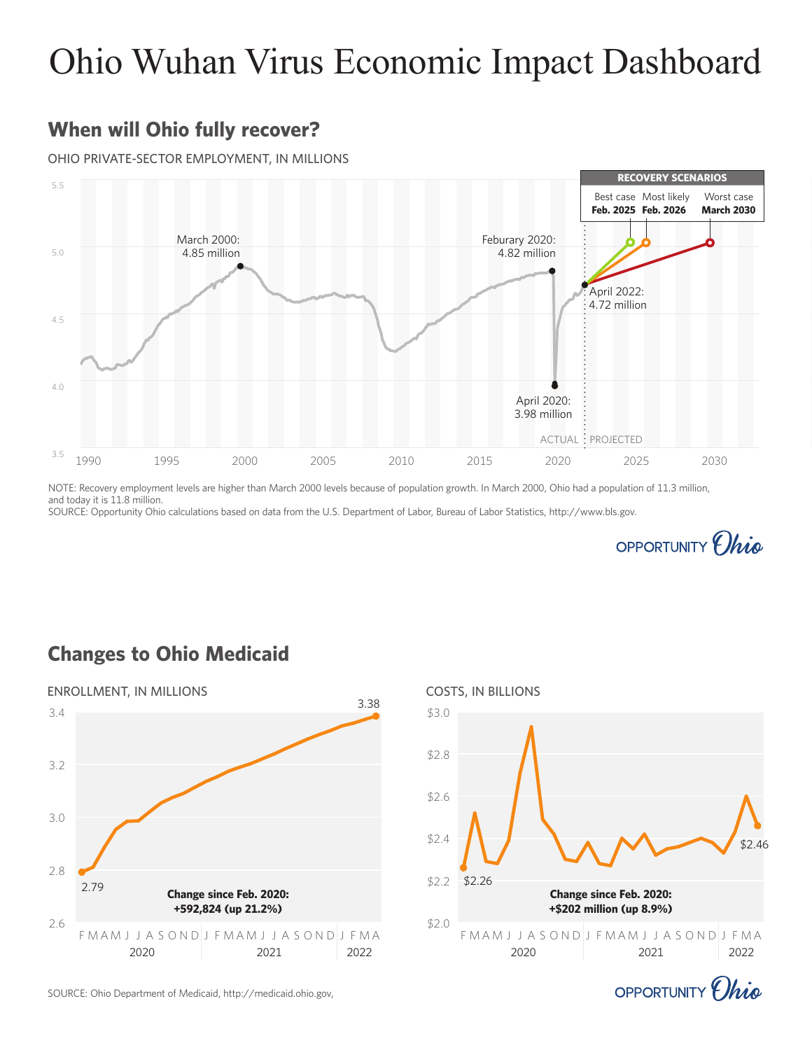# Ohio Wuhan Virus Economic Impact Dashboard

## When will Ohio fully recover?

OHIO PRIVATE-SECTOR EMPLOYMENT, IN MILLIONS

RECOVERY SCENARIOS

Best case **Feb. 2025**

Most likely **Feb. 2026**

Worst case **March 2030**

March 2000: 4.85 million

Feburary 2020: 4.82 million

April 2022: 4.72 million

April 2020: 3.98 million

ACTUAL

PROJECTED

5.5
5.0
4.5
4.0
3.5

1990 1995 2000 2005 2010 2015 2020 2025 2030

NOTE: Recovery employment levels are higher than March 2000 levels because of population growth. In March 2000, Ohio had a population of 11.3 million, and today it is 11.8 million.
SOURCE: Opportunity Ohio calculations based on data from the U.S. Department of Labor, Bureau of Labor Statistics, http://www.bls.gov.

OPPORTUNITY Ohio

## Changes to Ohio Medicaid

ENROLLMENT, IN MILLIONS

3.4
3.2
3.0
2.8
2.6

2.79

3.38

**Change since Feb. 2020: +592,824 (up 21.2%)**

F M A M J J A S O N D J F M A M J J A S O N D J F M A

2020 2021 2022

COSTS, IN BILLIONS

$3.0
$2.8
$2.6
$2.4
$2.2
$2.0

$2.26

$2.46

**Change since Feb. 2020: +$202 million (up 8.9%)**

F M A M J J A S O N D J F M A M J J A S O N D J F M A

2020 2021 2022

SOURCE: Ohio Department of Medicaid, http://medicaid.ohio.gov,

OPPORTUNITY Ohio